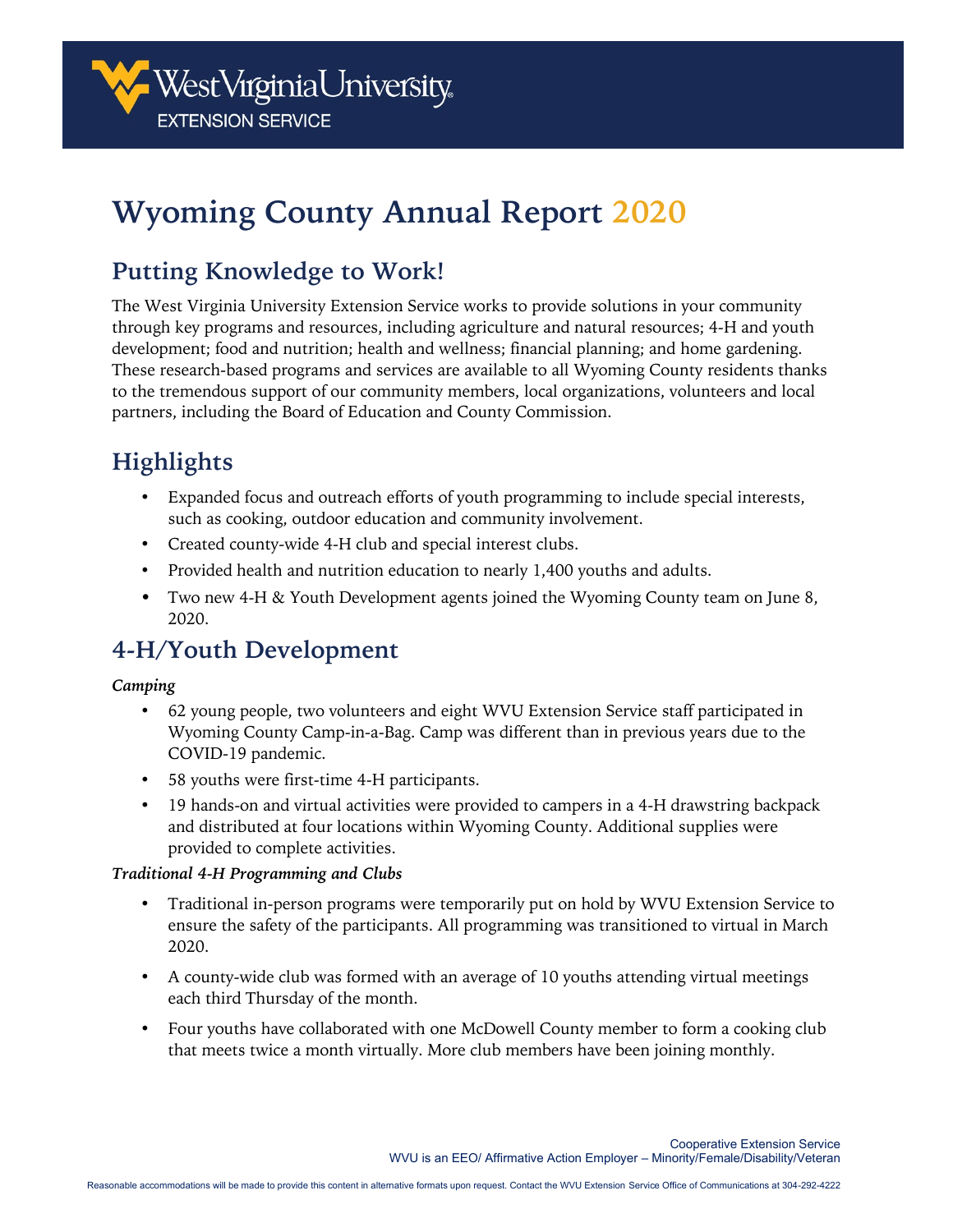West Virginia University EXTENSION SERVICE

# Wyoming County Annual Report 2020

## Putting Knowledge to Work!

The West Virginia University Extension Service works to provide solutions in your community through key programs and resources, including agriculture and natural resources; 4-H and youth development; food and nutrition; health and wellness; financial planning; and home gardening. These research-based programs and services are available to all Wyoming County residents thanks to the tremendous support of our community members, local organizations, volunteers and local partners, including the Board of Education and County Commission.

## Highlights

- Expanded focus and outreach efforts of youth programming to include special interests, such as cooking, outdoor education and community involvement.
- Created county-wide 4-H club and special interest clubs.
- Provided health and nutrition education to nearly 1,400 youths and adults.
- Two new 4-H & Youth Development agents joined the Wyoming County team on June 8, 2020.

## 4-H/Youth Development

***Camping***

- 62 young people, two volunteers and eight WVU Extension Service staff participated in Wyoming County Camp-in-a-Bag. Camp was different than in previous years due to the COVID-19 pandemic.
- 58 youths were first-time 4-H participants.
- 19 hands-on and virtual activities were provided to campers in a 4-H drawstring backpack and distributed at four locations within Wyoming County. Additional supplies were provided to complete activities.

***Traditional 4-H Programming and Clubs***

- Traditional in-person programs were temporarily put on hold by WVU Extension Service to ensure the safety of the participants. All programming was transitioned to virtual in March 2020.
- A county-wide club was formed with an average of 10 youths attending virtual meetings each third Thursday of the month.
- Four youths have collaborated with one McDowell County member to form a cooking club that meets twice a month virtually. More club members have been joining monthly.

Cooperative Extension Service
WVU is an EEO/ Affirmative Action Employer – Minority/Female/Disability/Veteran

Reasonable accommodations will be made to provide this content in alternative formats upon request. Contact the WVU Extension Service Office of Communications at 304-292-4222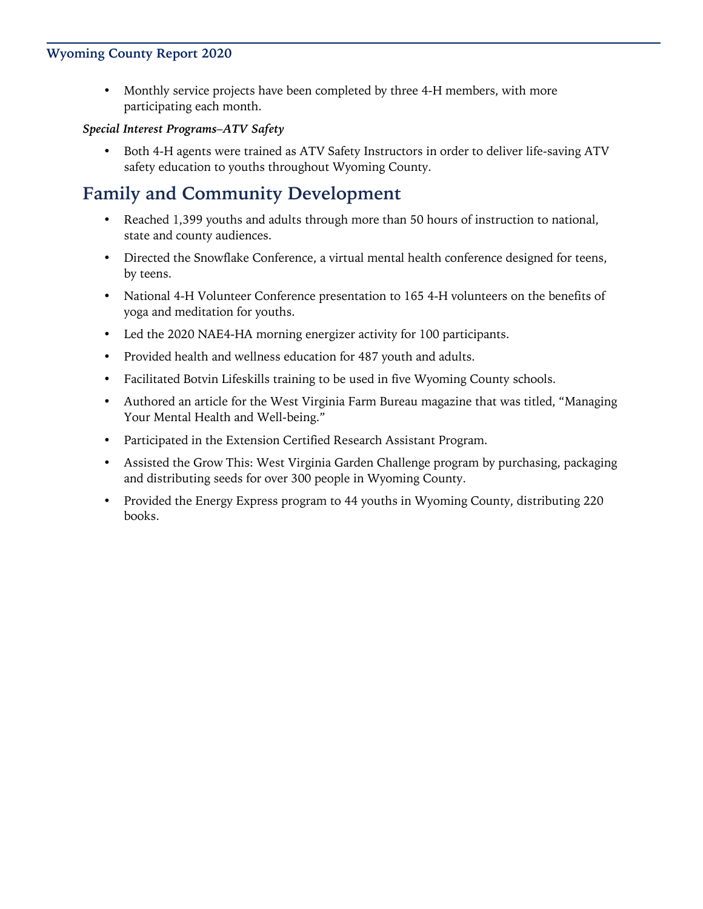- Monthly service projects have been completed by three 4-H members, with more participating each month.

***Special Interest Programs–ATV Safety***

- Both 4-H agents were trained as ATV Safety Instructors in order to deliver life-saving ATV safety education to youths throughout Wyoming County.

## Family and Community Development

- Reached 1,399 youths and adults through more than 50 hours of instruction to national, state and county audiences.
- Directed the Snowflake Conference, a virtual mental health conference designed for teens, by teens.
- National 4-H Volunteer Conference presentation to 165 4-H volunteers on the benefits of yoga and meditation for youths.
- Led the 2020 NAE4-HA morning energizer activity for 100 participants.
- Provided health and wellness education for 487 youth and adults.
- Facilitated Botvin Lifeskills training to be used in five Wyoming County schools.
- Authored an article for the West Virginia Farm Bureau magazine that was titled, "Managing Your Mental Health and Well-being."
- Participated in the Extension Certified Research Assistant Program.
- Assisted the Grow This: West Virginia Garden Challenge program by purchasing, packaging and distributing seeds for over 300 people in Wyoming County.
- Provided the Energy Express program to 44 youths in Wyoming County, distributing 220 books.